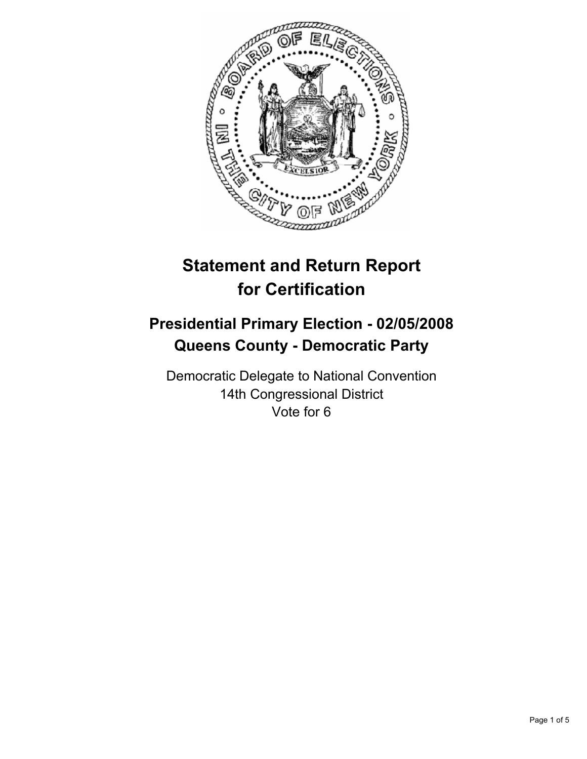# Statement and Return Report for Certification

## Presidential Primary Election - 02/05/2008
## Queens County - Democratic Party

Democratic Delegate to National Convention
14th Congressional District
Vote for 6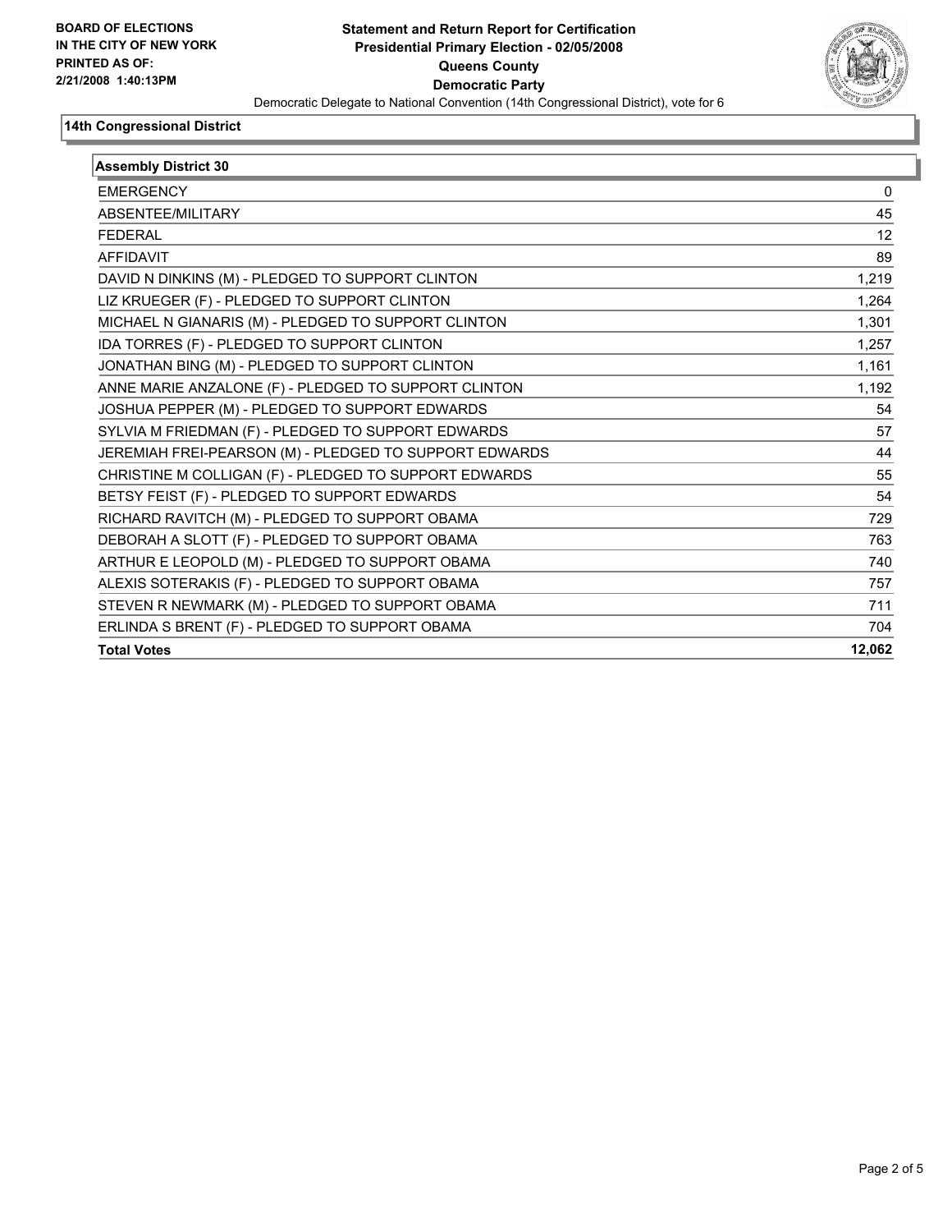**BOARD OF ELECTIONS IN THE CITY OF NEW YORK**
**PRINTED AS OF: 2/21/2008 1:40:13PM**

# Statement and Return Report for Certification
## Presidential Primary Election - 02/05/2008
## Queens County
## Democratic Party

Democratic Delegate to National Convention (14th Congressional District), vote for 6

### 14th Congressional District

| Assembly District 30 | |
|---|---|
| EMERGENCY | 0 |
| ABSENTEE/MILITARY | 45 |
| FEDERAL | 12 |
| AFFIDAVIT | 89 |
| DAVID N DINKINS (M) - PLEDGED TO SUPPORT CLINTON | 1,219 |
| LIZ KRUEGER (F) - PLEDGED TO SUPPORT CLINTON | 1,264 |
| MICHAEL N GIANARIS (M) - PLEDGED TO SUPPORT CLINTON | 1,301 |
| IDA TORRES (F) - PLEDGED TO SUPPORT CLINTON | 1,257 |
| JONATHAN BING (M) - PLEDGED TO SUPPORT CLINTON | 1,161 |
| ANNE MARIE ANZALONE (F) - PLEDGED TO SUPPORT CLINTON | 1,192 |
| JOSHUA PEPPER (M) - PLEDGED TO SUPPORT EDWARDS | 54 |
| SYLVIA M FRIEDMAN (F) - PLEDGED TO SUPPORT EDWARDS | 57 |
| JEREMIAH FREI-PEARSON (M) - PLEDGED TO SUPPORT EDWARDS | 44 |
| CHRISTINE M COLLIGAN (F) - PLEDGED TO SUPPORT EDWARDS | 55 |
| BETSY FEIST (F) - PLEDGED TO SUPPORT EDWARDS | 54 |
| RICHARD RAVITCH (M) - PLEDGED TO SUPPORT OBAMA | 729 |
| DEBORAH A SLOTT (F) - PLEDGED TO SUPPORT OBAMA | 763 |
| ARTHUR E LEOPOLD (M) - PLEDGED TO SUPPORT OBAMA | 740 |
| ALEXIS SOTERAKIS (F) - PLEDGED TO SUPPORT OBAMA | 757 |
| STEVEN R NEWMARK (M) - PLEDGED TO SUPPORT OBAMA | 711 |
| ERLINDA S BRENT (F) - PLEDGED TO SUPPORT OBAMA | 704 |
| **Total Votes** | **12,062** |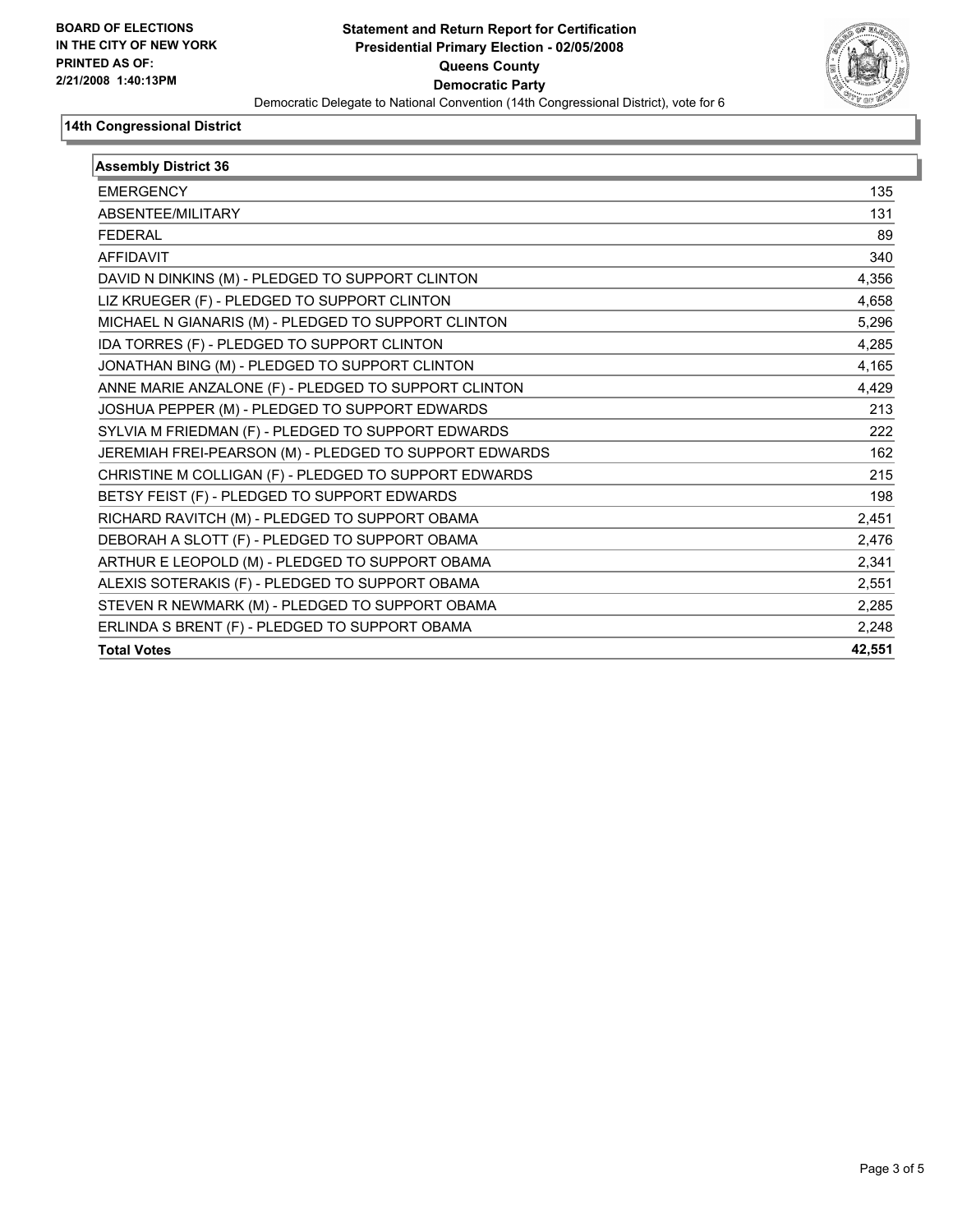**BOARD OF ELECTIONS IN THE CITY OF NEW YORK**
**PRINTED AS OF: 2/21/2008 1:40:13PM**

# Statement and Return Report for Certification
## Presidential Primary Election - 02/05/2008
## Queens County
## Democratic Party

Democratic Delegate to National Convention (14th Congressional District), vote for 6

### 14th Congressional District

| Assembly District 36 | |
|---|---|
| EMERGENCY | 135 |
| ABSENTEE/MILITARY | 131 |
| FEDERAL | 89 |
| AFFIDAVIT | 340 |
| DAVID N DINKINS (M) - PLEDGED TO SUPPORT CLINTON | 4,356 |
| LIZ KRUEGER (F) - PLEDGED TO SUPPORT CLINTON | 4,658 |
| MICHAEL N GIANARIS (M) - PLEDGED TO SUPPORT CLINTON | 5,296 |
| IDA TORRES (F) - PLEDGED TO SUPPORT CLINTON | 4,285 |
| JONATHAN BING (M) - PLEDGED TO SUPPORT CLINTON | 4,165 |
| ANNE MARIE ANZALONE (F) - PLEDGED TO SUPPORT CLINTON | 4,429 |
| JOSHUA PEPPER (M) - PLEDGED TO SUPPORT EDWARDS | 213 |
| SYLVIA M FRIEDMAN (F) - PLEDGED TO SUPPORT EDWARDS | 222 |
| JEREMIAH FREI-PEARSON (M) - PLEDGED TO SUPPORT EDWARDS | 162 |
| CHRISTINE M COLLIGAN (F) - PLEDGED TO SUPPORT EDWARDS | 215 |
| BETSY FEIST (F) - PLEDGED TO SUPPORT EDWARDS | 198 |
| RICHARD RAVITCH (M) - PLEDGED TO SUPPORT OBAMA | 2,451 |
| DEBORAH A SLOTT (F) - PLEDGED TO SUPPORT OBAMA | 2,476 |
| ARTHUR E LEOPOLD (M) - PLEDGED TO SUPPORT OBAMA | 2,341 |
| ALEXIS SOTERAKIS (F) - PLEDGED TO SUPPORT OBAMA | 2,551 |
| STEVEN R NEWMARK (M) - PLEDGED TO SUPPORT OBAMA | 2,285 |
| ERLINDA S BRENT (F) - PLEDGED TO SUPPORT OBAMA | 2,248 |
| **Total Votes** | **42,551** |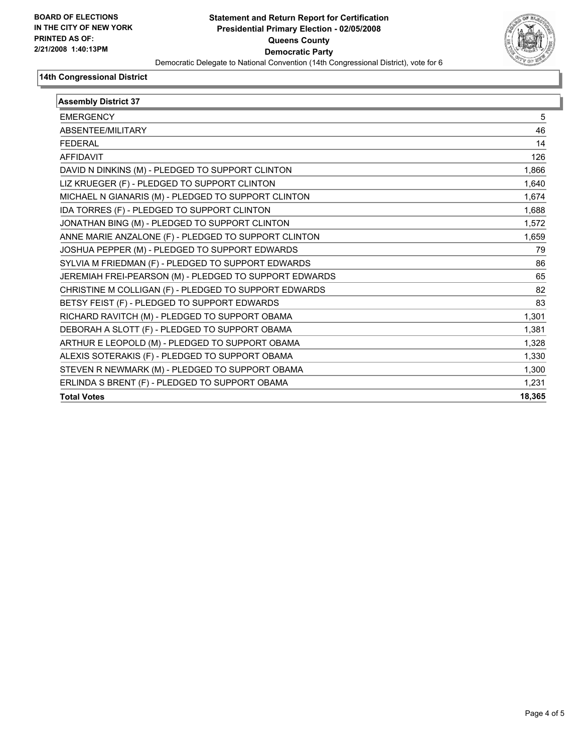**BOARD OF ELECTIONS IN THE CITY OF NEW YORK PRINTED AS OF: 2/21/2008 1:40:13PM**

# Statement and Return Report for Certification
## Presidential Primary Election - 02/05/2008
## Queens County
## Democratic Party

Democratic Delegate to National Convention (14th Congressional District), vote for 6

### 14th Congressional District

| Assembly District 37 | |
|---|---|
| EMERGENCY | 5 |
| ABSENTEE/MILITARY | 46 |
| FEDERAL | 14 |
| AFFIDAVIT | 126 |
| DAVID N DINKINS (M) - PLEDGED TO SUPPORT CLINTON | 1,866 |
| LIZ KRUEGER (F) - PLEDGED TO SUPPORT CLINTON | 1,640 |
| MICHAEL N GIANARIS (M) - PLEDGED TO SUPPORT CLINTON | 1,674 |
| IDA TORRES (F) - PLEDGED TO SUPPORT CLINTON | 1,688 |
| JONATHAN BING (M) - PLEDGED TO SUPPORT CLINTON | 1,572 |
| ANNE MARIE ANZALONE (F) - PLEDGED TO SUPPORT CLINTON | 1,659 |
| JOSHUA PEPPER (M) - PLEDGED TO SUPPORT EDWARDS | 79 |
| SYLVIA M FRIEDMAN (F) - PLEDGED TO SUPPORT EDWARDS | 86 |
| JEREMIAH FREI-PEARSON (M) - PLEDGED TO SUPPORT EDWARDS | 65 |
| CHRISTINE M COLLIGAN (F) - PLEDGED TO SUPPORT EDWARDS | 82 |
| BETSY FEIST (F) - PLEDGED TO SUPPORT EDWARDS | 83 |
| RICHARD RAVITCH (M) - PLEDGED TO SUPPORT OBAMA | 1,301 |
| DEBORAH A SLOTT (F) - PLEDGED TO SUPPORT OBAMA | 1,381 |
| ARTHUR E LEOPOLD (M) - PLEDGED TO SUPPORT OBAMA | 1,328 |
| ALEXIS SOTERAKIS (F) - PLEDGED TO SUPPORT OBAMA | 1,330 |
| STEVEN R NEWMARK (M) - PLEDGED TO SUPPORT OBAMA | 1,300 |
| ERLINDA S BRENT (F) - PLEDGED TO SUPPORT OBAMA | 1,231 |
| **Total Votes** | **18,365** |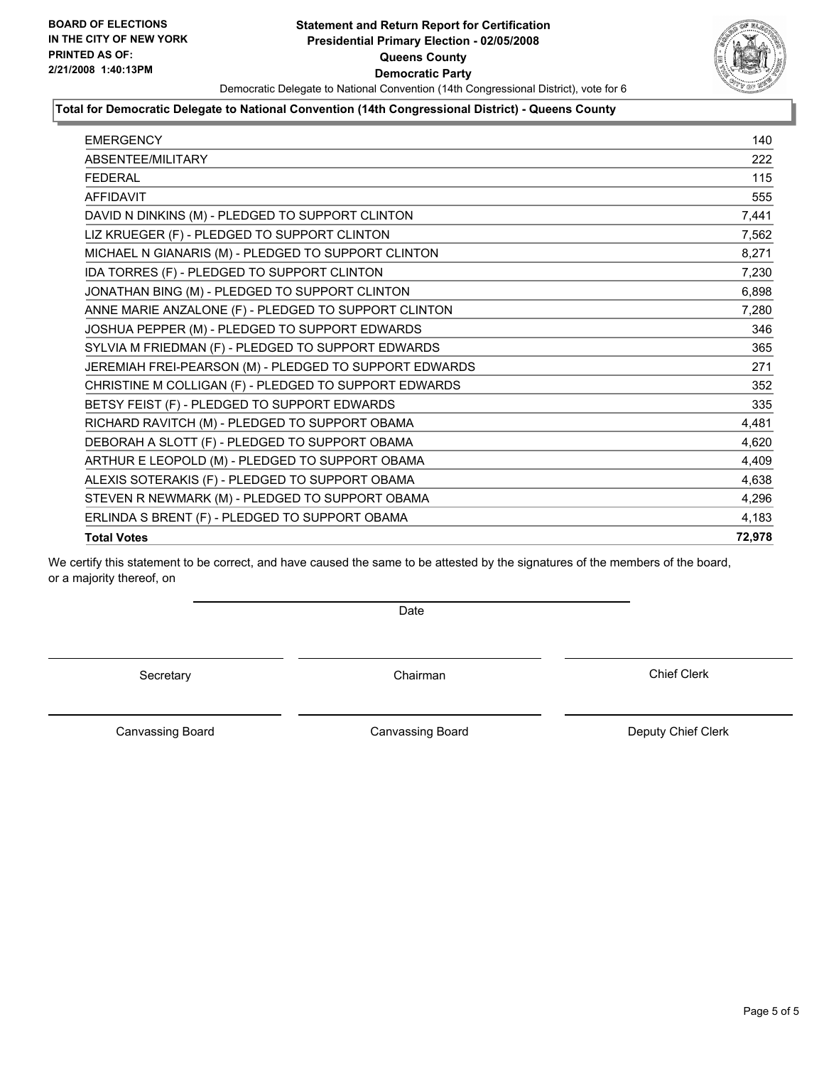**BOARD OF ELECTIONS IN THE CITY OF NEW YORK PRINTED AS OF: 2/21/2008 1:40:13PM**

# Statement and Return Report for Certification
## Presidential Primary Election - 02/05/2008
## Queens County
## Democratic Party

Democratic Delegate to National Convention (14th Congressional District), vote for 6

**Total for Democratic Delegate to National Convention (14th Congressional District) - Queens County**

| | |
|---|---|
| EMERGENCY | 140 |
| ABSENTEE/MILITARY | 222 |
| FEDERAL | 115 |
| AFFIDAVIT | 555 |
| DAVID N DINKINS (M) - PLEDGED TO SUPPORT CLINTON | 7,441 |
| LIZ KRUEGER (F) - PLEDGED TO SUPPORT CLINTON | 7,562 |
| MICHAEL N GIANARIS (M) - PLEDGED TO SUPPORT CLINTON | 8,271 |
| IDA TORRES (F) - PLEDGED TO SUPPORT CLINTON | 7,230 |
| JONATHAN BING (M) - PLEDGED TO SUPPORT CLINTON | 6,898 |
| ANNE MARIE ANZALONE (F) - PLEDGED TO SUPPORT CLINTON | 7,280 |
| JOSHUA PEPPER (M) - PLEDGED TO SUPPORT EDWARDS | 346 |
| SYLVIA M FRIEDMAN (F) - PLEDGED TO SUPPORT EDWARDS | 365 |
| JEREMIAH FREI-PEARSON (M) - PLEDGED TO SUPPORT EDWARDS | 271 |
| CHRISTINE M COLLIGAN (F) - PLEDGED TO SUPPORT EDWARDS | 352 |
| BETSY FEIST (F) - PLEDGED TO SUPPORT EDWARDS | 335 |
| RICHARD RAVITCH (M) - PLEDGED TO SUPPORT OBAMA | 4,481 |
| DEBORAH A SLOTT (F) - PLEDGED TO SUPPORT OBAMA | 4,620 |
| ARTHUR E LEOPOLD (M) - PLEDGED TO SUPPORT OBAMA | 4,409 |
| ALEXIS SOTERAKIS (F) - PLEDGED TO SUPPORT OBAMA | 4,638 |
| STEVEN R NEWMARK (M) - PLEDGED TO SUPPORT OBAMA | 4,296 |
| ERLINDA S BRENT (F) - PLEDGED TO SUPPORT OBAMA | 4,183 |
| **Total Votes** | **72,978** |

We certify this statement to be correct, and have caused the same to be attested by the signatures of the members of the board, or a majority thereof, on

Date

Secretary

Chairman

Chief Clerk

Canvassing Board

Canvassing Board

Deputy Chief Clerk